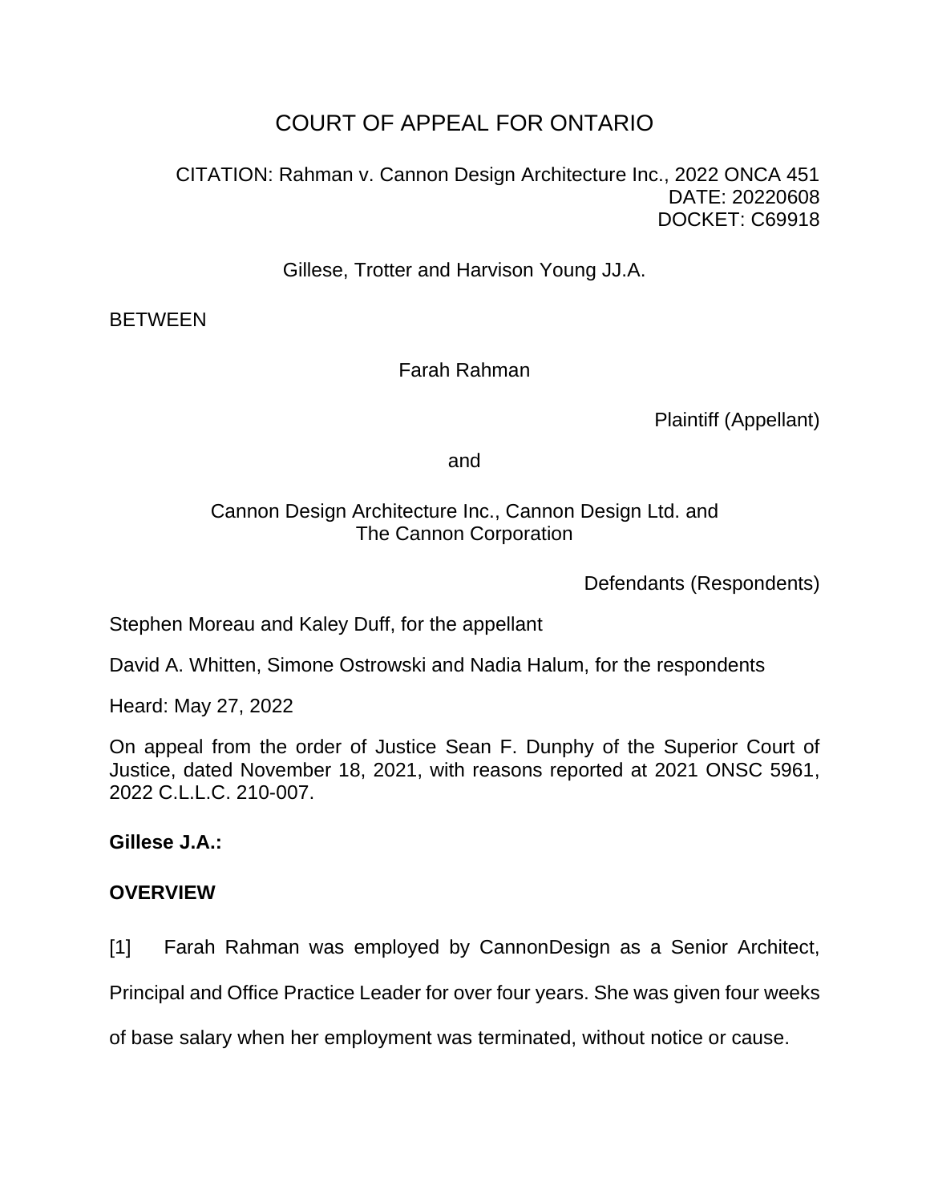# COURT OF APPEAL FOR ONTARIO

CITATION: Rahman v. Cannon Design Architecture Inc., 2022 ONCA 451
DATE: 20220608
DOCKET: C69918

Gillese, Trotter and Harvison Young JJ.A.

BETWEEN

Farah Rahman

Plaintiff (Appellant)

and

Cannon Design Architecture Inc., Cannon Design Ltd. and The Cannon Corporation

Defendants (Respondents)

Stephen Moreau and Kaley Duff, for the appellant

David A. Whitten, Simone Ostrowski and Nadia Halum, for the respondents

Heard: May 27, 2022

On appeal from the order of Justice Sean F. Dunphy of the Superior Court of Justice, dated November 18, 2021, with reasons reported at 2021 ONSC 5961, 2022 C.L.L.C. 210-007.

**Gillese J.A.:**

**OVERVIEW**

[1] Farah Rahman was employed by CannonDesign as a Senior Architect, Principal and Office Practice Leader for over four years. She was given four weeks of base salary when her employment was terminated, without notice or cause.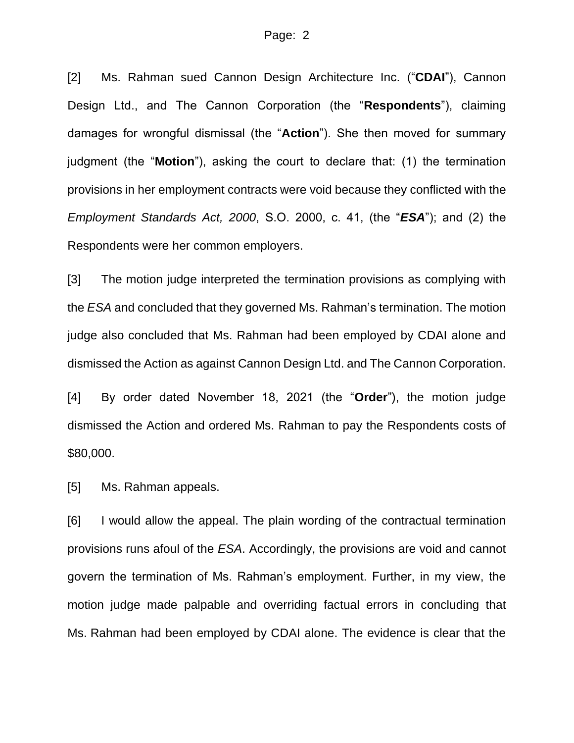[2] Ms. Rahman sued Cannon Design Architecture Inc. ("**CDAI**"), Cannon Design Ltd., and The Cannon Corporation (the "**Respondents**"), claiming damages for wrongful dismissal (the "**Action**"). She then moved for summary judgment (the "**Motion**"), asking the court to declare that: (1) the termination provisions in her employment contracts were void because they conflicted with the *Employment Standards Act, 2000*, S.O. 2000, c. 41, (the "***ESA***"); and (2) the Respondents were her common employers.

[3] The motion judge interpreted the termination provisions as complying with the *ESA* and concluded that they governed Ms. Rahman's termination. The motion judge also concluded that Ms. Rahman had been employed by CDAI alone and dismissed the Action as against Cannon Design Ltd. and The Cannon Corporation.

[4] By order dated November 18, 2021 (the "**Order**"), the motion judge dismissed the Action and ordered Ms. Rahman to pay the Respondents costs of $80,000.

[5] Ms. Rahman appeals.

[6] I would allow the appeal. The plain wording of the contractual termination provisions runs afoul of the *ESA*. Accordingly, the provisions are void and cannot govern the termination of Ms. Rahman's employment. Further, in my view, the motion judge made palpable and overriding factual errors in concluding that Ms. Rahman had been employed by CDAI alone. The evidence is clear that the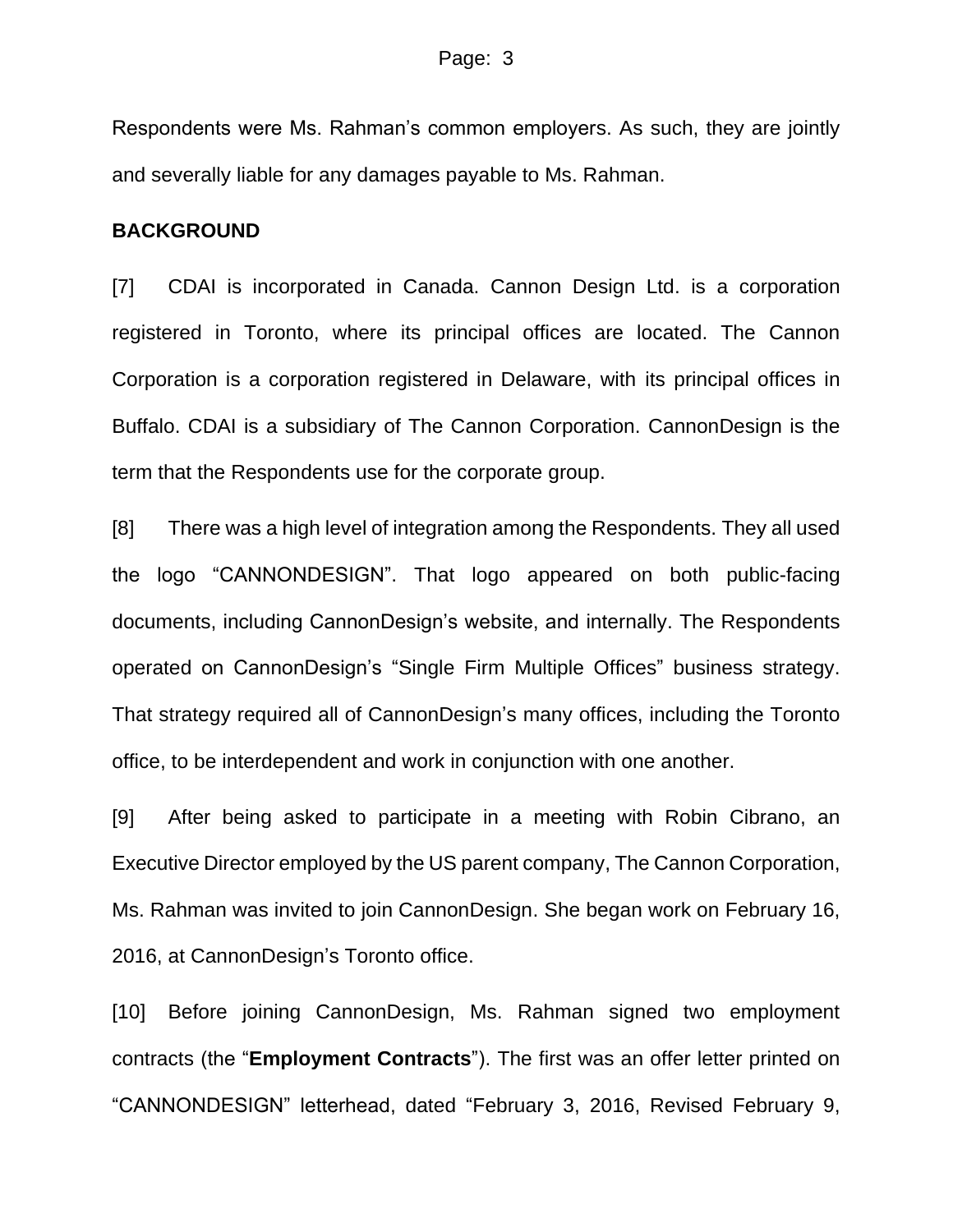Respondents were Ms. Rahman's common employers. As such, they are jointly and severally liable for any damages payable to Ms. Rahman.

**BACKGROUND**

[7] CDAI is incorporated in Canada. Cannon Design Ltd. is a corporation registered in Toronto, where its principal offices are located. The Cannon Corporation is a corporation registered in Delaware, with its principal offices in Buffalo. CDAI is a subsidiary of The Cannon Corporation. CannonDesign is the term that the Respondents use for the corporate group.

[8] There was a high level of integration among the Respondents. They all used the logo "CANNONDESIGN". That logo appeared on both public-facing documents, including CannonDesign's website, and internally. The Respondents operated on CannonDesign's "Single Firm Multiple Offices" business strategy. That strategy required all of CannonDesign's many offices, including the Toronto office, to be interdependent and work in conjunction with one another.

[9] After being asked to participate in a meeting with Robin Cibrano, an Executive Director employed by the US parent company, The Cannon Corporation, Ms. Rahman was invited to join CannonDesign. She began work on February 16, 2016, at CannonDesign's Toronto office.

[10] Before joining CannonDesign, Ms. Rahman signed two employment contracts (the "**Employment Contracts**"). The first was an offer letter printed on "CANNONDESIGN" letterhead, dated "February 3, 2016, Revised February 9,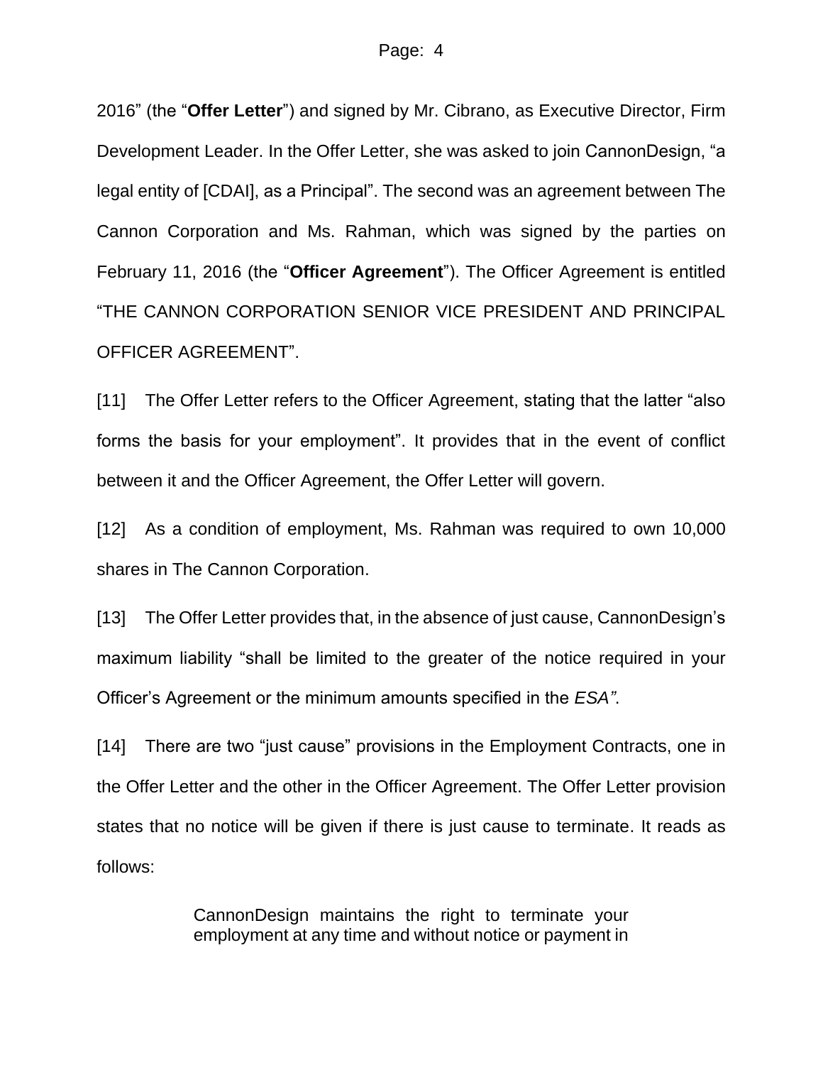2016" (the "**Offer Letter**") and signed by Mr. Cibrano, as Executive Director, Firm Development Leader. In the Offer Letter, she was asked to join CannonDesign, "a legal entity of [CDAI], as a Principal". The second was an agreement between The Cannon Corporation and Ms. Rahman, which was signed by the parties on February 11, 2016 (the "**Officer Agreement**"). The Officer Agreement is entitled "THE CANNON CORPORATION SENIOR VICE PRESIDENT AND PRINCIPAL OFFICER AGREEMENT".

[11] The Offer Letter refers to the Officer Agreement, stating that the latter "also forms the basis for your employment". It provides that in the event of conflict between it and the Officer Agreement, the Offer Letter will govern.

[12] As a condition of employment, Ms. Rahman was required to own 10,000 shares in The Cannon Corporation.

[13] The Offer Letter provides that, in the absence of just cause, CannonDesign's maximum liability "shall be limited to the greater of the notice required in your Officer's Agreement or the minimum amounts specified in the *ESA"*.

[14] There are two "just cause" provisions in the Employment Contracts, one in the Offer Letter and the other in the Officer Agreement. The Offer Letter provision states that no notice will be given if there is just cause to terminate. It reads as follows:

> CannonDesign maintains the right to terminate your employment at any time and without notice or payment in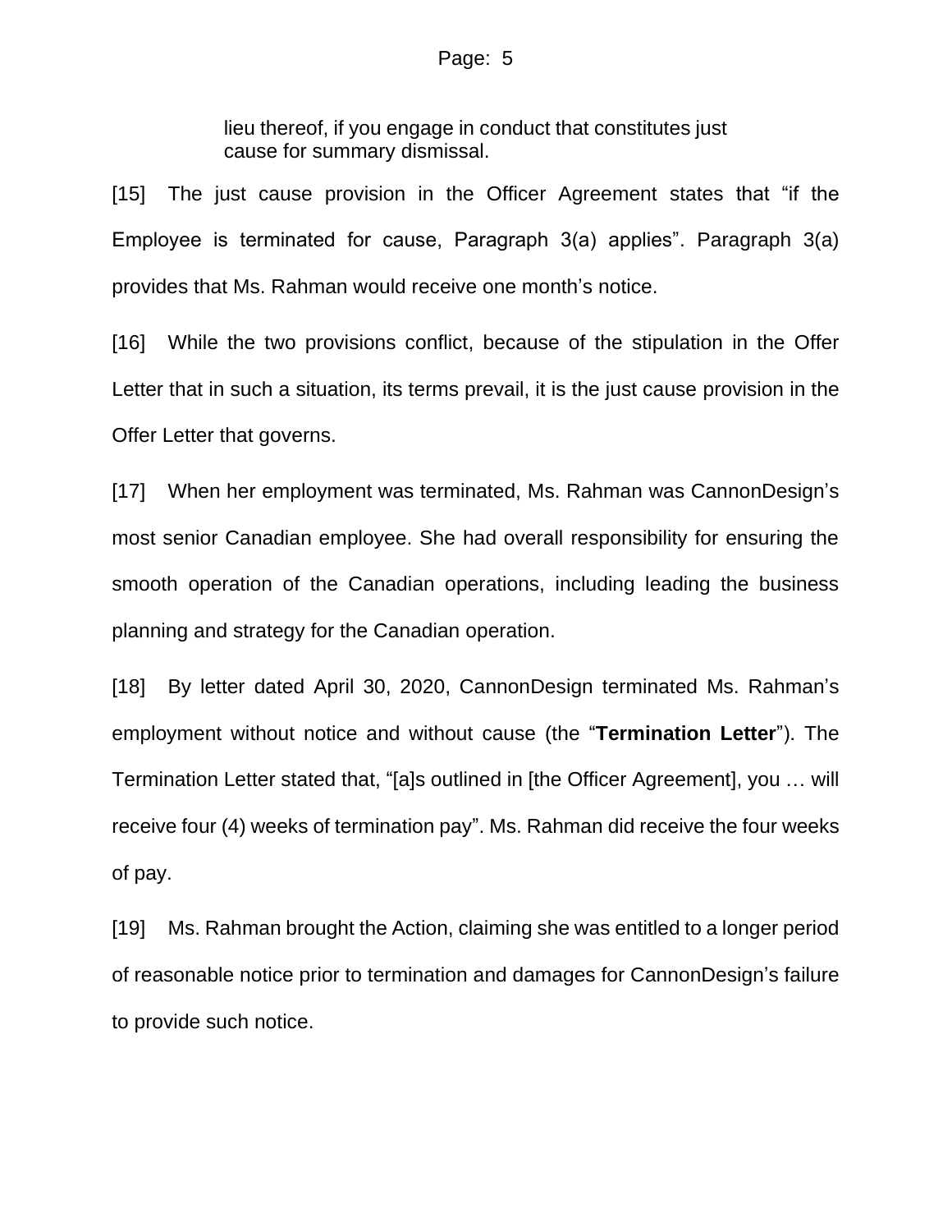> lieu thereof, if you engage in conduct that constitutes just cause for summary dismissal.

[15] The just cause provision in the Officer Agreement states that "if the Employee is terminated for cause, Paragraph 3(a) applies". Paragraph 3(a) provides that Ms. Rahman would receive one month's notice.

[16] While the two provisions conflict, because of the stipulation in the Offer Letter that in such a situation, its terms prevail, it is the just cause provision in the Offer Letter that governs.

[17] When her employment was terminated, Ms. Rahman was CannonDesign's most senior Canadian employee. She had overall responsibility for ensuring the smooth operation of the Canadian operations, including leading the business planning and strategy for the Canadian operation.

[18] By letter dated April 30, 2020, CannonDesign terminated Ms. Rahman's employment without notice and without cause (the "**Termination Letter**"). The Termination Letter stated that, "[a]s outlined in [the Officer Agreement], you … will receive four (4) weeks of termination pay". Ms. Rahman did receive the four weeks of pay.

[19] Ms. Rahman brought the Action, claiming she was entitled to a longer period of reasonable notice prior to termination and damages for CannonDesign's failure to provide such notice.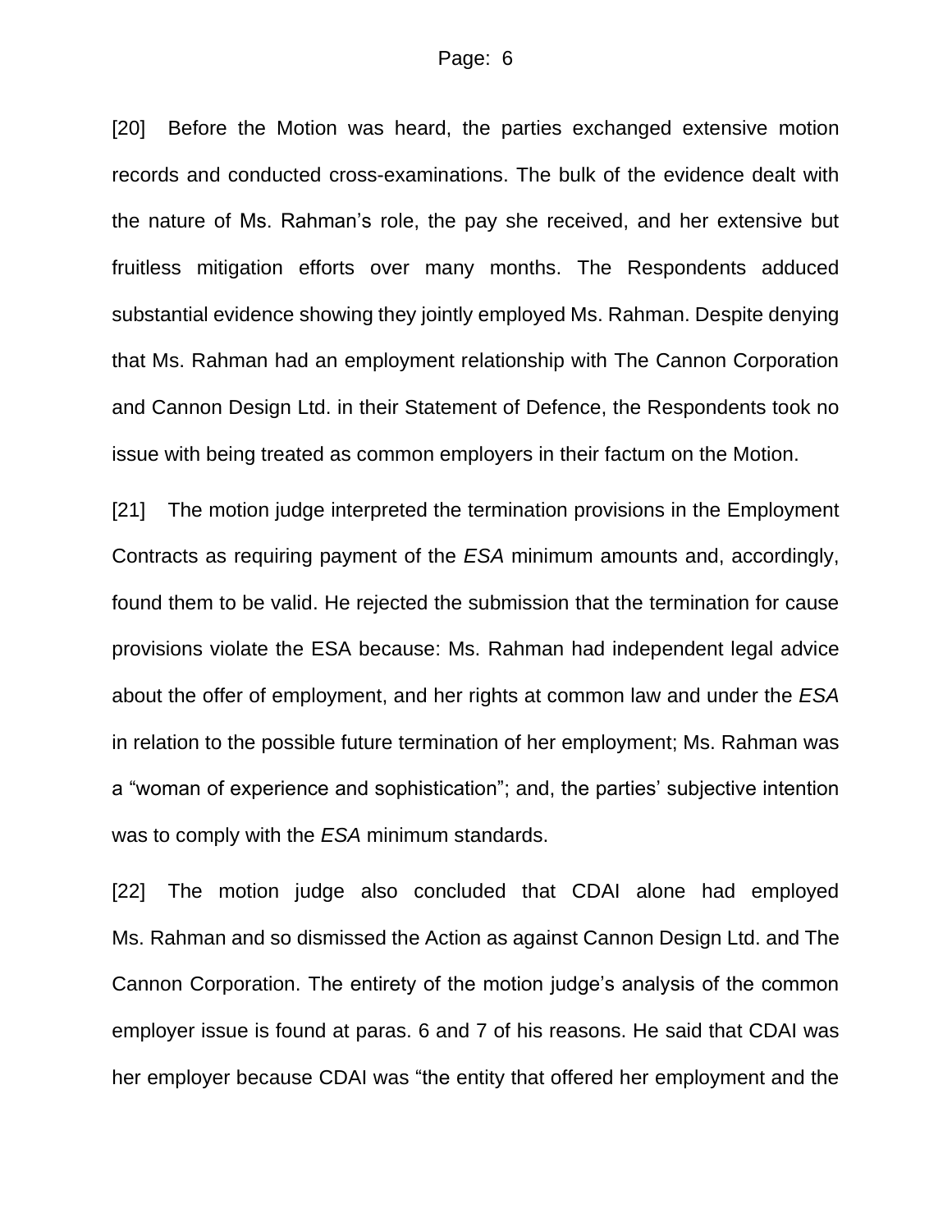[20] Before the Motion was heard, the parties exchanged extensive motion records and conducted cross-examinations. The bulk of the evidence dealt with the nature of Ms. Rahman's role, the pay she received, and her extensive but fruitless mitigation efforts over many months. The Respondents adduced substantial evidence showing they jointly employed Ms. Rahman. Despite denying that Ms. Rahman had an employment relationship with The Cannon Corporation and Cannon Design Ltd. in their Statement of Defence, the Respondents took no issue with being treated as common employers in their factum on the Motion.

[21] The motion judge interpreted the termination provisions in the Employment Contracts as requiring payment of the *ESA* minimum amounts and, accordingly, found them to be valid. He rejected the submission that the termination for cause provisions violate the ESA because: Ms. Rahman had independent legal advice about the offer of employment, and her rights at common law and under the *ESA* in relation to the possible future termination of her employment; Ms. Rahman was a "woman of experience and sophistication"; and, the parties' subjective intention was to comply with the *ESA* minimum standards.

[22] The motion judge also concluded that CDAI alone had employed Ms. Rahman and so dismissed the Action as against Cannon Design Ltd. and The Cannon Corporation. The entirety of the motion judge's analysis of the common employer issue is found at paras. 6 and 7 of his reasons. He said that CDAI was her employer because CDAI was "the entity that offered her employment and the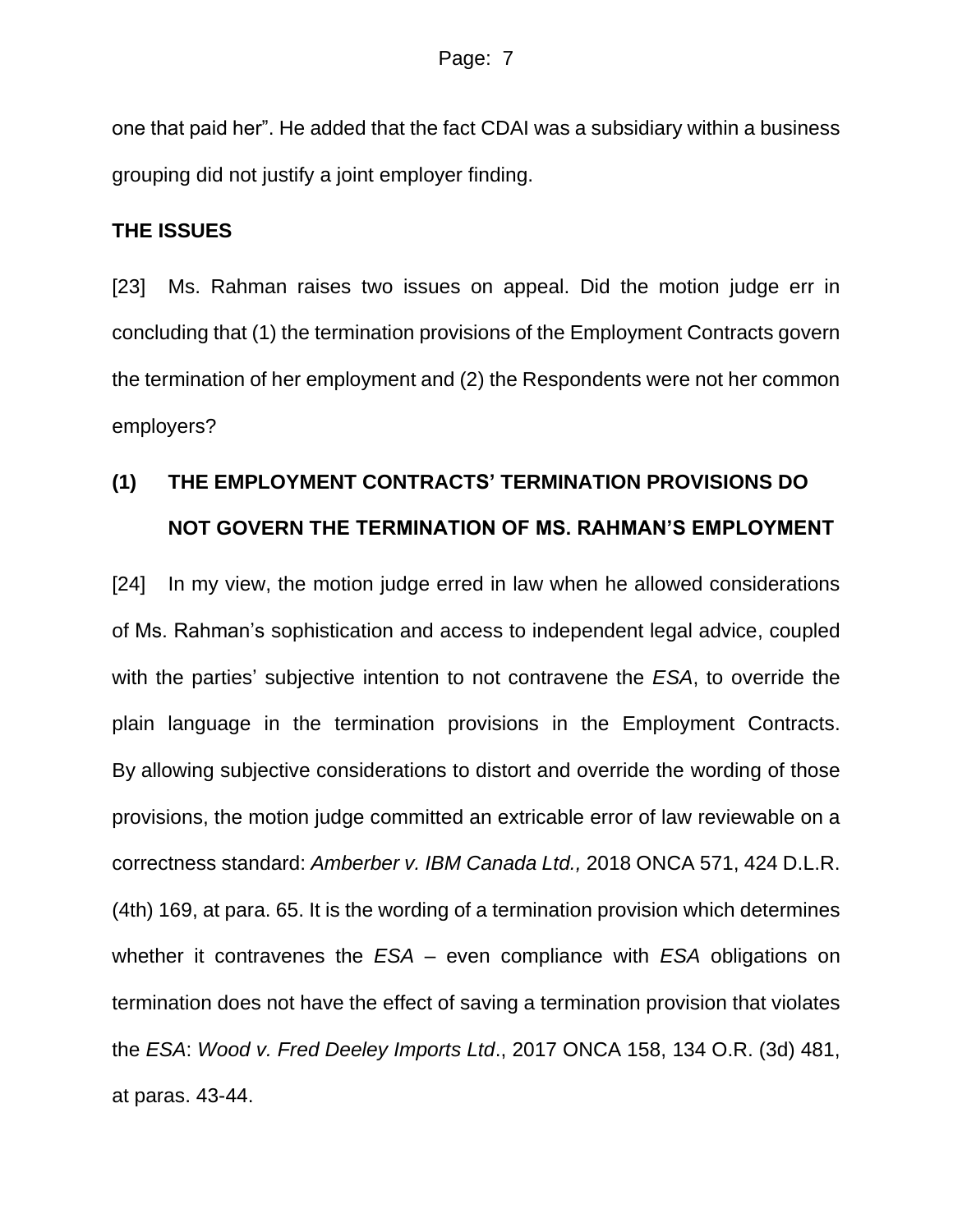one that paid her". He added that the fact CDAI was a subsidiary within a business grouping did not justify a joint employer finding.

## THE ISSUES

[23] Ms. Rahman raises two issues on appeal. Did the motion judge err in concluding that (1) the termination provisions of the Employment Contracts govern the termination of her employment and (2) the Respondents were not her common employers?

### (1) THE EMPLOYMENT CONTRACTS' TERMINATION PROVISIONS DO NOT GOVERN THE TERMINATION OF MS. RAHMAN'S EMPLOYMENT

[24] In my view, the motion judge erred in law when he allowed considerations of Ms. Rahman's sophistication and access to independent legal advice, coupled with the parties' subjective intention to not contravene the *ESA*, to override the plain language in the termination provisions in the Employment Contracts. By allowing subjective considerations to distort and override the wording of those provisions, the motion judge committed an extricable error of law reviewable on a correctness standard: *Amberber v. IBM Canada Ltd.,* 2018 ONCA 571, 424 D.L.R. (4th) 169, at para. 65. It is the wording of a termination provision which determines whether it contravenes the *ESA* – even compliance with *ESA* obligations on termination does not have the effect of saving a termination provision that violates the *ESA*: *Wood v. Fred Deeley Imports Ltd*., 2017 ONCA 158, 134 O.R. (3d) 481, at paras. 43-44.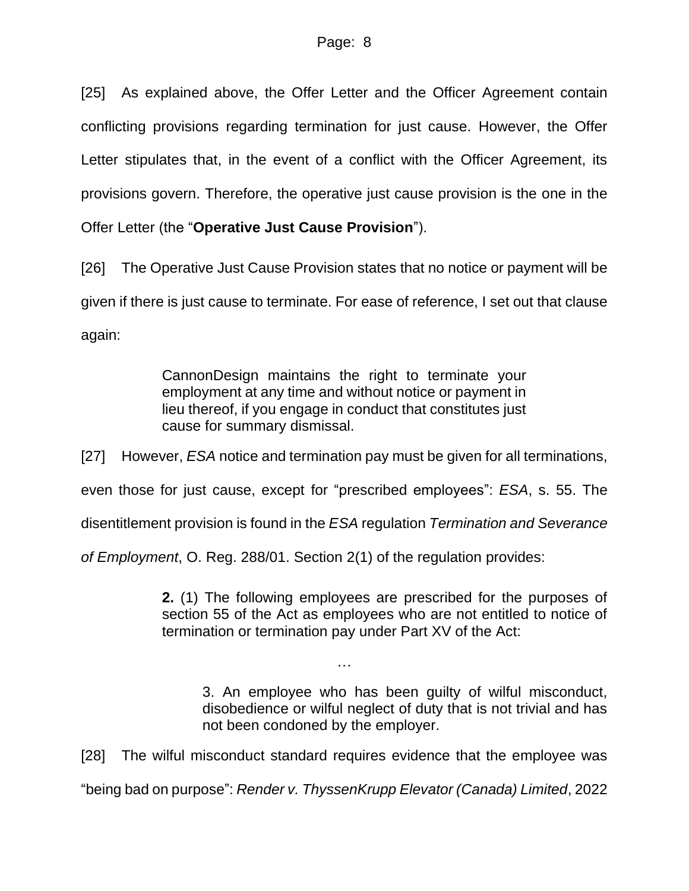[25] As explained above, the Offer Letter and the Officer Agreement contain conflicting provisions regarding termination for just cause. However, the Offer Letter stipulates that, in the event of a conflict with the Officer Agreement, its provisions govern. Therefore, the operative just cause provision is the one in the Offer Letter (the "**Operative Just Cause Provision**").

[26] The Operative Just Cause Provision states that no notice or payment will be given if there is just cause to terminate. For ease of reference, I set out that clause again:

> CannonDesign maintains the right to terminate your employment at any time and without notice or payment in lieu thereof, if you engage in conduct that constitutes just cause for summary dismissal.

[27] However, *ESA* notice and termination pay must be given for all terminations, even those for just cause, except for "prescribed employees": *ESA*, s. 55. The disentitlement provision is found in the *ESA* regulation *Termination and Severance of Employment*, O. Reg. 288/01. Section 2(1) of the regulation provides:

> **2.** (1) The following employees are prescribed for the purposes of section 55 of the Act as employees who are not entitled to notice of termination or termination pay under Part XV of the Act:
>
> …
>
> 3. An employee who has been guilty of wilful misconduct, disobedience or wilful neglect of duty that is not trivial and has not been condoned by the employer.

[28] The wilful misconduct standard requires evidence that the employee was "being bad on purpose": *Render v. ThyssenKrupp Elevator (Canada) Limited*, 2022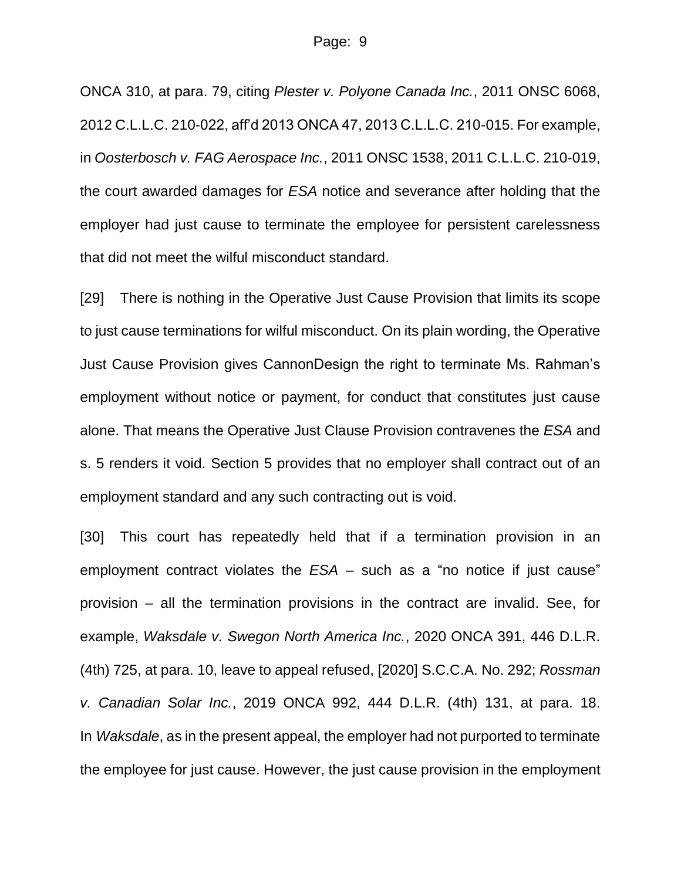ONCA 310, at para. 79, citing *Plester v. Polyone Canada Inc.*, 2011 ONSC 6068, 2012 C.L.L.C. 210-022, aff'd 2013 ONCA 47, 2013 C.L.L.C. 210-015. For example, in *Oosterbosch v. FAG Aerospace Inc.*, 2011 ONSC 1538, 2011 C.L.L.C. 210-019, the court awarded damages for *ESA* notice and severance after holding that the employer had just cause to terminate the employee for persistent carelessness that did not meet the wilful misconduct standard.

[29] There is nothing in the Operative Just Cause Provision that limits its scope to just cause terminations for wilful misconduct. On its plain wording, the Operative Just Cause Provision gives CannonDesign the right to terminate Ms. Rahman's employment without notice or payment, for conduct that constitutes just cause alone. That means the Operative Just Clause Provision contravenes the *ESA* and s. 5 renders it void. Section 5 provides that no employer shall contract out of an employment standard and any such contracting out is void.

[30] This court has repeatedly held that if a termination provision in an employment contract violates the *ESA* – such as a "no notice if just cause" provision – all the termination provisions in the contract are invalid. See, for example, *Waksdale v. Swegon North America Inc.*, 2020 ONCA 391, 446 D.L.R. (4th) 725, at para. 10, leave to appeal refused, [2020] S.C.C.A. No. 292; *Rossman v. Canadian Solar Inc.*, 2019 ONCA 992, 444 D.L.R. (4th) 131, at para. 18. In *Waksdale*, as in the present appeal, the employer had not purported to terminate the employee for just cause. However, the just cause provision in the employment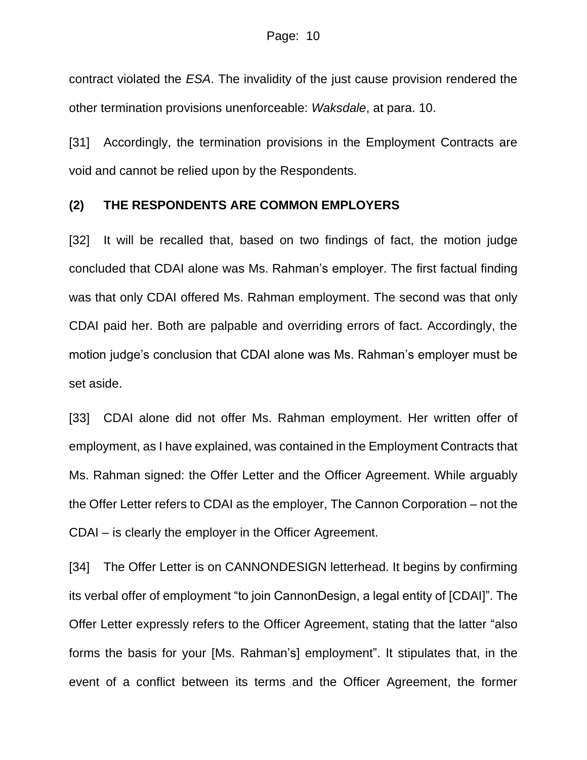contract violated the *ESA*. The invalidity of the just cause provision rendered the other termination provisions unenforceable: *Waksdale*, at para. 10.

[31] Accordingly, the termination provisions in the Employment Contracts are void and cannot be relied upon by the Respondents.

### (2) THE RESPONDENTS ARE COMMON EMPLOYERS

[32] It will be recalled that, based on two findings of fact, the motion judge concluded that CDAI alone was Ms. Rahman's employer. The first factual finding was that only CDAI offered Ms. Rahman employment. The second was that only CDAI paid her. Both are palpable and overriding errors of fact. Accordingly, the motion judge's conclusion that CDAI alone was Ms. Rahman's employer must be set aside.

[33] CDAI alone did not offer Ms. Rahman employment. Her written offer of employment, as I have explained, was contained in the Employment Contracts that Ms. Rahman signed: the Offer Letter and the Officer Agreement. While arguably the Offer Letter refers to CDAI as the employer, The Cannon Corporation – not the CDAI – is clearly the employer in the Officer Agreement.

[34] The Offer Letter is on CANNONDESIGN letterhead. It begins by confirming its verbal offer of employment "to join CannonDesign, a legal entity of [CDAI]". The Offer Letter expressly refers to the Officer Agreement, stating that the latter "also forms the basis for your [Ms. Rahman's] employment". It stipulates that, in the event of a conflict between its terms and the Officer Agreement, the former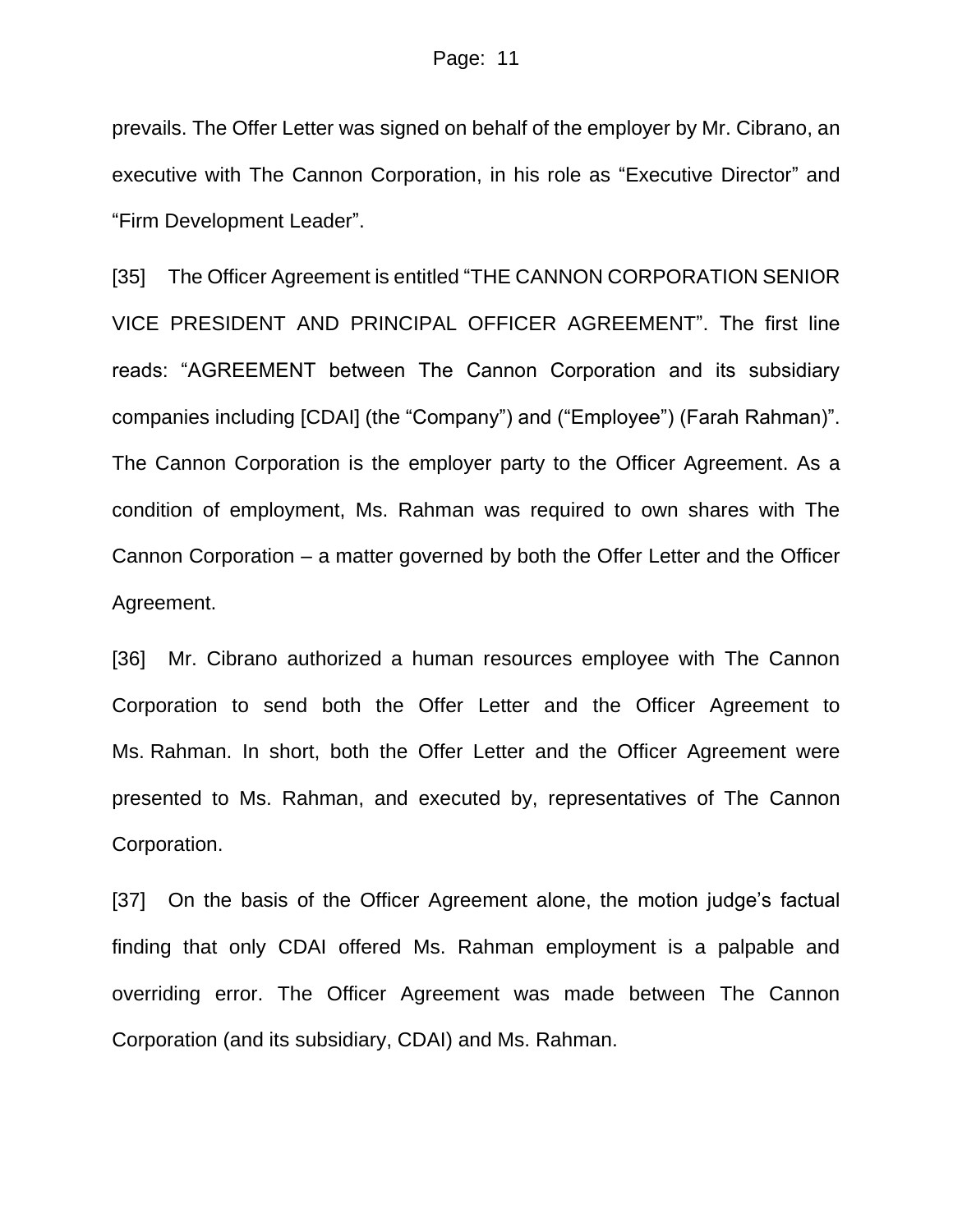prevails. The Offer Letter was signed on behalf of the employer by Mr. Cibrano, an executive with The Cannon Corporation, in his role as “Executive Director” and “Firm Development Leader”.

[35] The Officer Agreement is entitled “THE CANNON CORPORATION SENIOR VICE PRESIDENT AND PRINCIPAL OFFICER AGREEMENT”. The first line reads: “AGREEMENT between The Cannon Corporation and its subsidiary companies including [CDAI] (the “Company”) and (“Employee”) (Farah Rahman)”. The Cannon Corporation is the employer party to the Officer Agreement. As a condition of employment, Ms. Rahman was required to own shares with The Cannon Corporation – a matter governed by both the Offer Letter and the Officer Agreement.

[36] Mr. Cibrano authorized a human resources employee with The Cannon Corporation to send both the Offer Letter and the Officer Agreement to Ms. Rahman. In short, both the Offer Letter and the Officer Agreement were presented to Ms. Rahman, and executed by, representatives of The Cannon Corporation.

[37] On the basis of the Officer Agreement alone, the motion judge’s factual finding that only CDAI offered Ms. Rahman employment is a palpable and overriding error. The Officer Agreement was made between The Cannon Corporation (and its subsidiary, CDAI) and Ms. Rahman.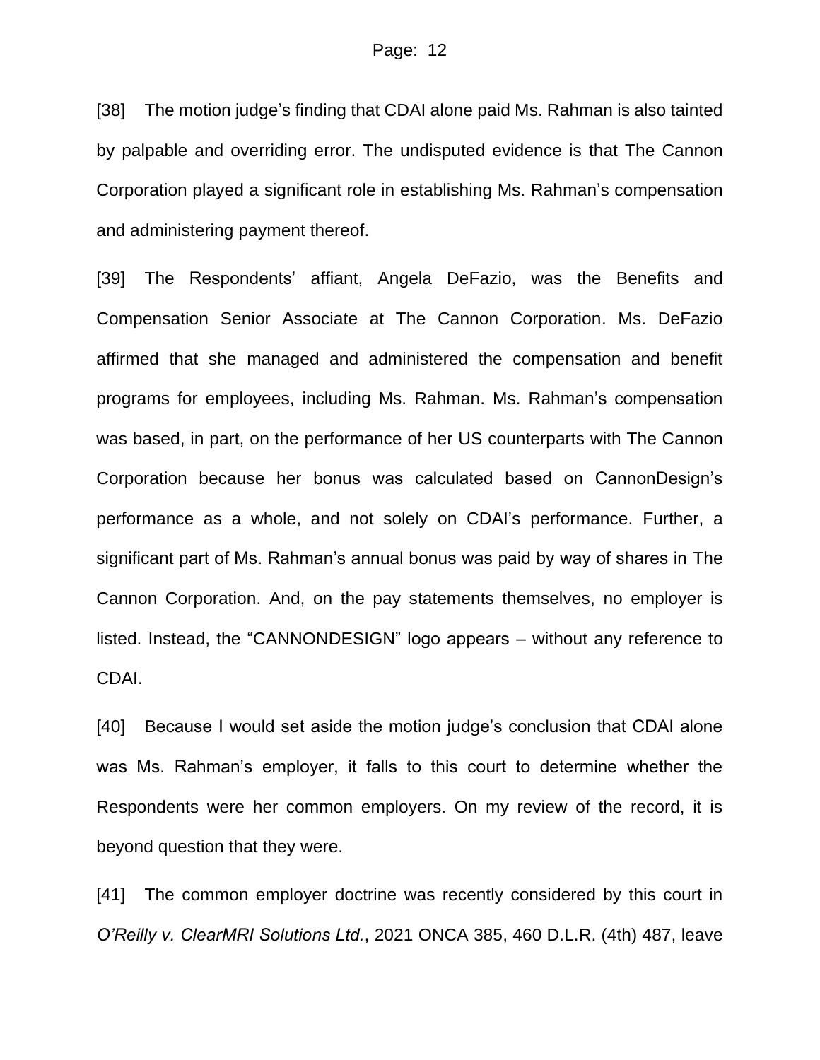[38] The motion judge's finding that CDAI alone paid Ms. Rahman is also tainted by palpable and overriding error. The undisputed evidence is that The Cannon Corporation played a significant role in establishing Ms. Rahman's compensation and administering payment thereof.

[39] The Respondents' affiant, Angela DeFazio, was the Benefits and Compensation Senior Associate at The Cannon Corporation. Ms. DeFazio affirmed that she managed and administered the compensation and benefit programs for employees, including Ms. Rahman. Ms. Rahman's compensation was based, in part, on the performance of her US counterparts with The Cannon Corporation because her bonus was calculated based on CannonDesign's performance as a whole, and not solely on CDAI's performance. Further, a significant part of Ms. Rahman's annual bonus was paid by way of shares in The Cannon Corporation. And, on the pay statements themselves, no employer is listed. Instead, the "CANNONDESIGN" logo appears – without any reference to CDAI.

[40] Because I would set aside the motion judge's conclusion that CDAI alone was Ms. Rahman's employer, it falls to this court to determine whether the Respondents were her common employers. On my review of the record, it is beyond question that they were.

[41] The common employer doctrine was recently considered by this court in *O'Reilly v. ClearMRI Solutions Ltd.*, 2021 ONCA 385, 460 D.L.R. (4th) 487, leave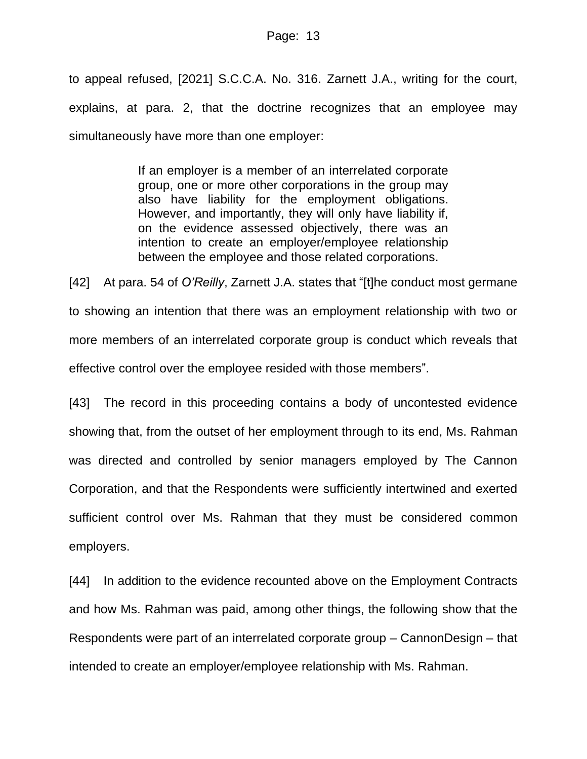to appeal refused, [2021] S.C.C.A. No. 316. Zarnett J.A., writing for the court, explains, at para. 2, that the doctrine recognizes that an employee may simultaneously have more than one employer:

> If an employer is a member of an interrelated corporate group, one or more other corporations in the group may also have liability for the employment obligations. However, and importantly, they will only have liability if, on the evidence assessed objectively, there was an intention to create an employer/employee relationship between the employee and those related corporations.

[42] At para. 54 of *O'Reilly*, Zarnett J.A. states that "[t]he conduct most germane to showing an intention that there was an employment relationship with two or more members of an interrelated corporate group is conduct which reveals that effective control over the employee resided with those members".

[43] The record in this proceeding contains a body of uncontested evidence showing that, from the outset of her employment through to its end, Ms. Rahman was directed and controlled by senior managers employed by The Cannon Corporation, and that the Respondents were sufficiently intertwined and exerted sufficient control over Ms. Rahman that they must be considered common employers.

[44] In addition to the evidence recounted above on the Employment Contracts and how Ms. Rahman was paid, among other things, the following show that the Respondents were part of an interrelated corporate group – CannonDesign – that intended to create an employer/employee relationship with Ms. Rahman.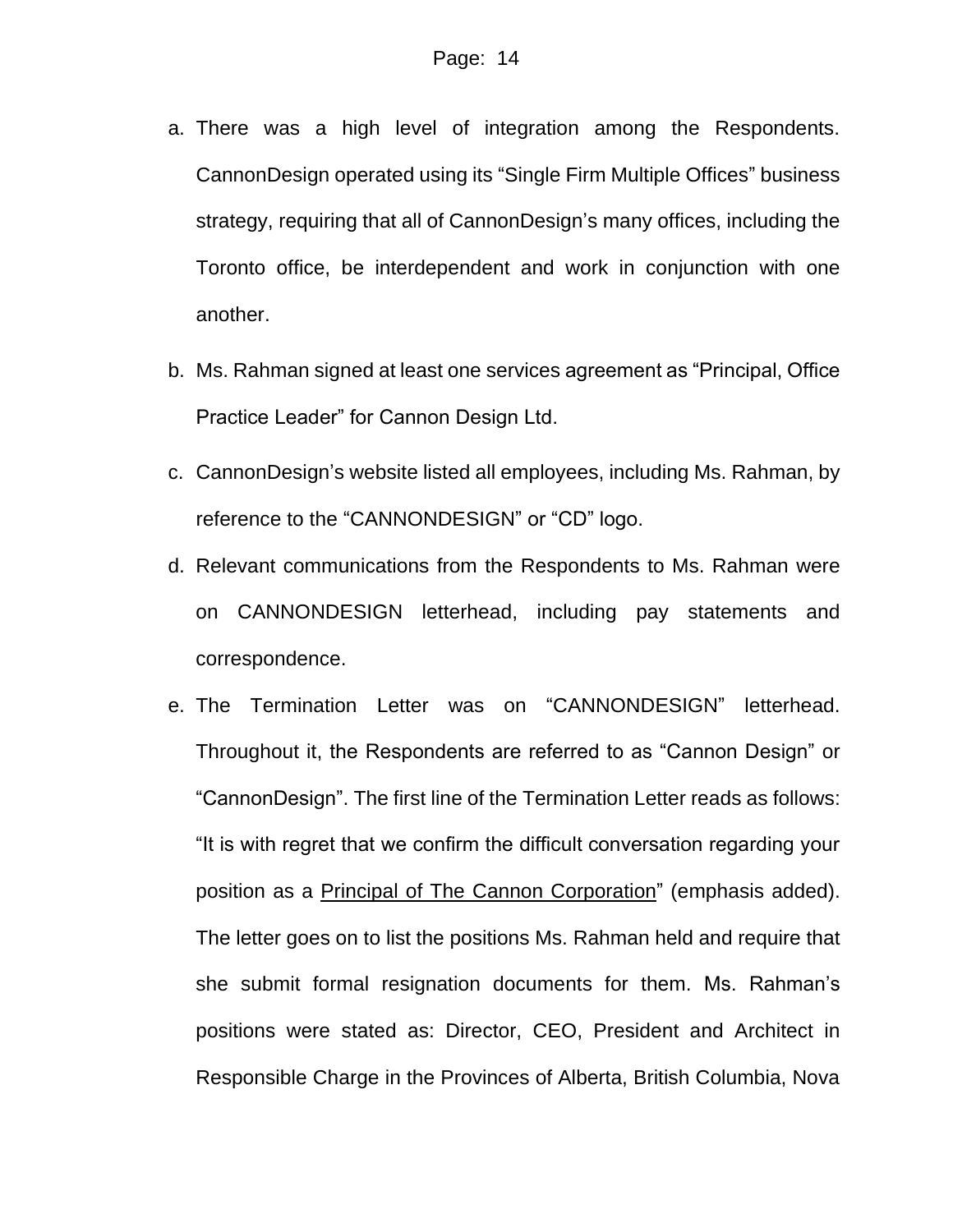a. There was a high level of integration among the Respondents. CannonDesign operated using its "Single Firm Multiple Offices" business strategy, requiring that all of CannonDesign's many offices, including the Toronto office, be interdependent and work in conjunction with one another.

b. Ms. Rahman signed at least one services agreement as "Principal, Office Practice Leader" for Cannon Design Ltd.

c. CannonDesign's website listed all employees, including Ms. Rahman, by reference to the "CANNONDESIGN" or "CD" logo.

d. Relevant communications from the Respondents to Ms. Rahman were on CANNONDESIGN letterhead, including pay statements and correspondence.

e. The Termination Letter was on "CANNONDESIGN" letterhead. Throughout it, the Respondents are referred to as "Cannon Design" or "CannonDesign". The first line of the Termination Letter reads as follows: "It is with regret that we confirm the difficult conversation regarding your position as a <u>Principal of The Cannon Corporation</u>" (emphasis added). The letter goes on to list the positions Ms. Rahman held and require that she submit formal resignation documents for them. Ms. Rahman's positions were stated as: Director, CEO, President and Architect in Responsible Charge in the Provinces of Alberta, British Columbia, Nova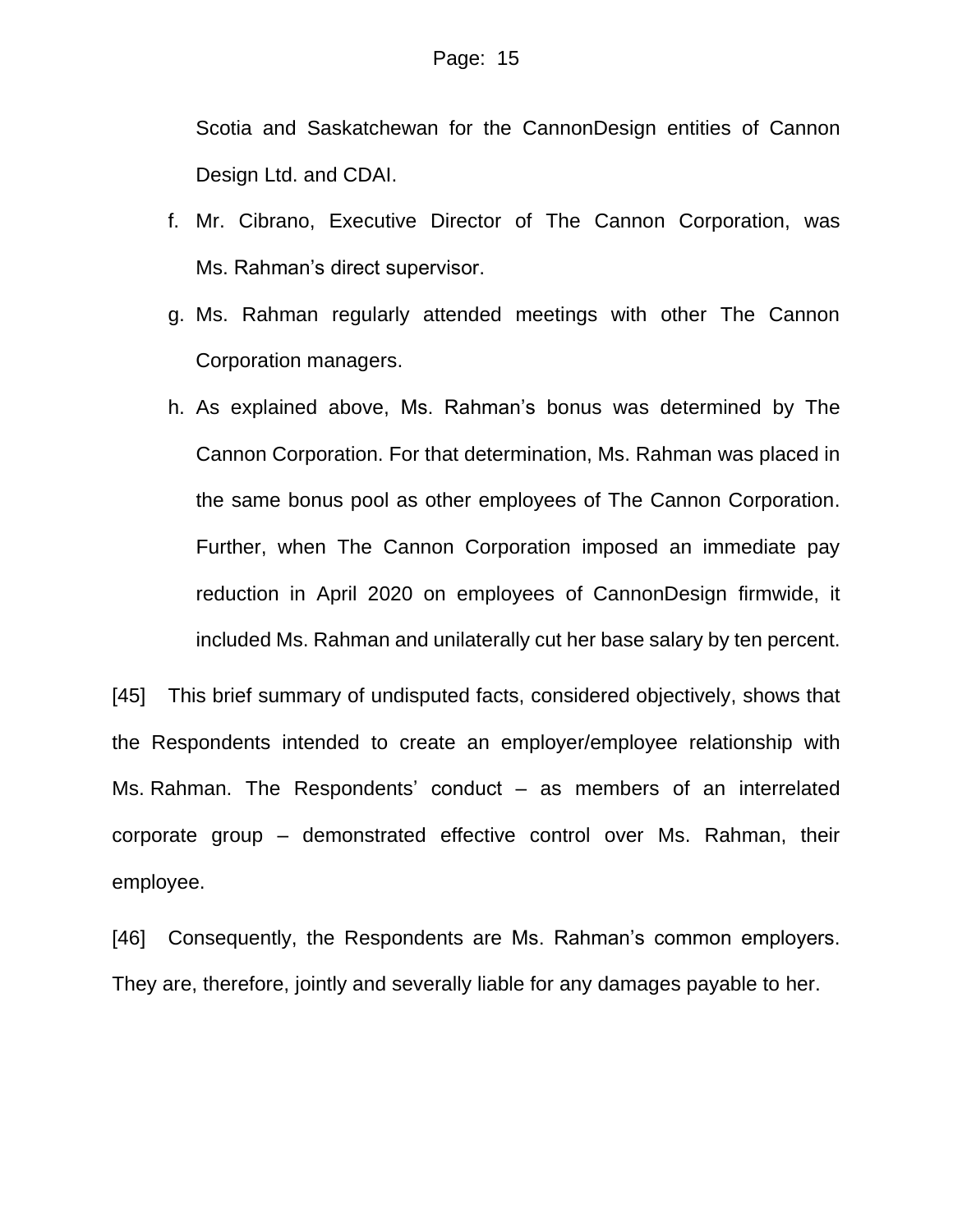Scotia and Saskatchewan for the CannonDesign entities of Cannon Design Ltd. and CDAI.

f. Mr. Cibrano, Executive Director of The Cannon Corporation, was Ms. Rahman's direct supervisor.

g. Ms. Rahman regularly attended meetings with other The Cannon Corporation managers.

h. As explained above, Ms. Rahman's bonus was determined by The Cannon Corporation. For that determination, Ms. Rahman was placed in the same bonus pool as other employees of The Cannon Corporation. Further, when The Cannon Corporation imposed an immediate pay reduction in April 2020 on employees of CannonDesign firmwide, it included Ms. Rahman and unilaterally cut her base salary by ten percent.

[45] This brief summary of undisputed facts, considered objectively, shows that the Respondents intended to create an employer/employee relationship with Ms. Rahman. The Respondents' conduct – as members of an interrelated corporate group – demonstrated effective control over Ms. Rahman, their employee.

[46] Consequently, the Respondents are Ms. Rahman's common employers. They are, therefore, jointly and severally liable for any damages payable to her.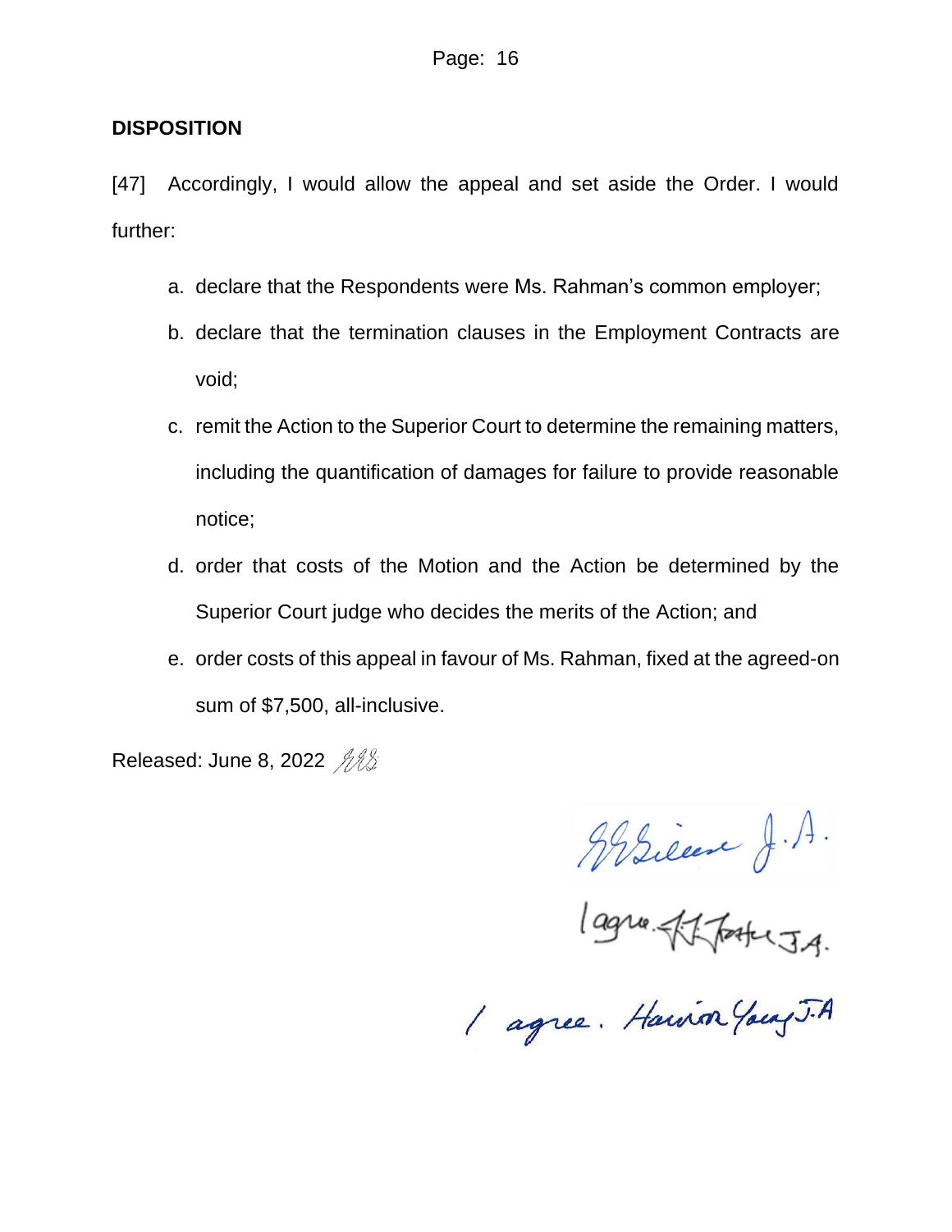## DISPOSITION

[47] Accordingly, I would allow the appeal and set aside the Order. I would further:

a. declare that the Respondents were Ms. Rahman's common employer;

b. declare that the termination clauses in the Employment Contracts are void;

c. remit the Action to the Superior Court to determine the remaining matters, including the quantification of damages for failure to provide reasonable notice;

d. order that costs of the Motion and the Action be determined by the Superior Court judge who decides the merits of the Action; and

e. order costs of this appeal in favour of Ms. Rahman, fixed at the agreed-on sum of $7,500, all-inclusive.

Released: June 8, 2022 "G.R.S."

"G.R. Strathy J.A."

"I agree. K. Feldman J.A."

"I agree. Harrison Young J.A."